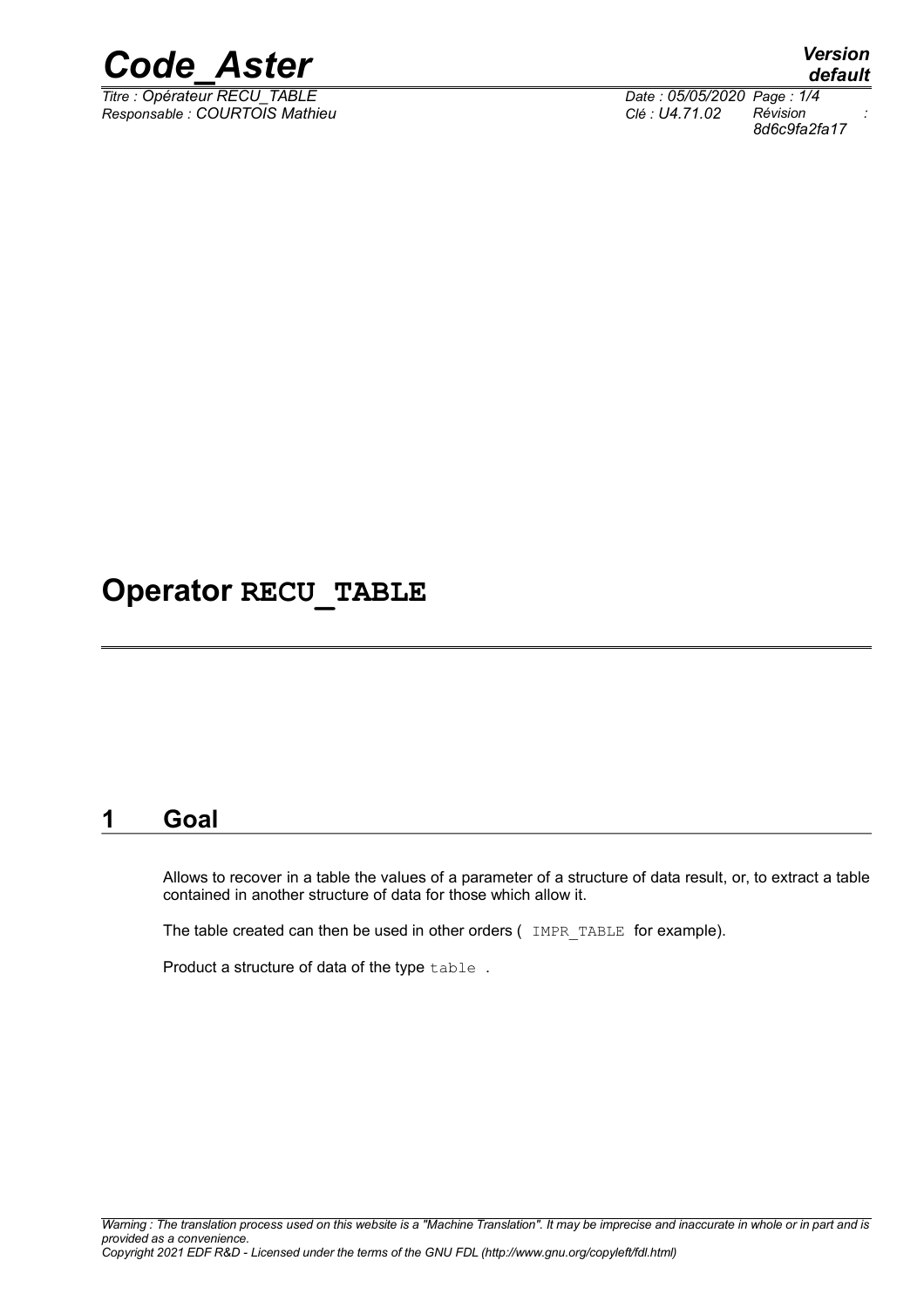# Operator RECU_TABLE

## 1 Goal

Allows to recover in a table the values of a parameter of a structure of data result, or, to extract a table contained in another structure of data for those which allow it.

The table created can then be used in other orders ( `IMPR_TABLE` for example).

Product a structure of data of the type `table` .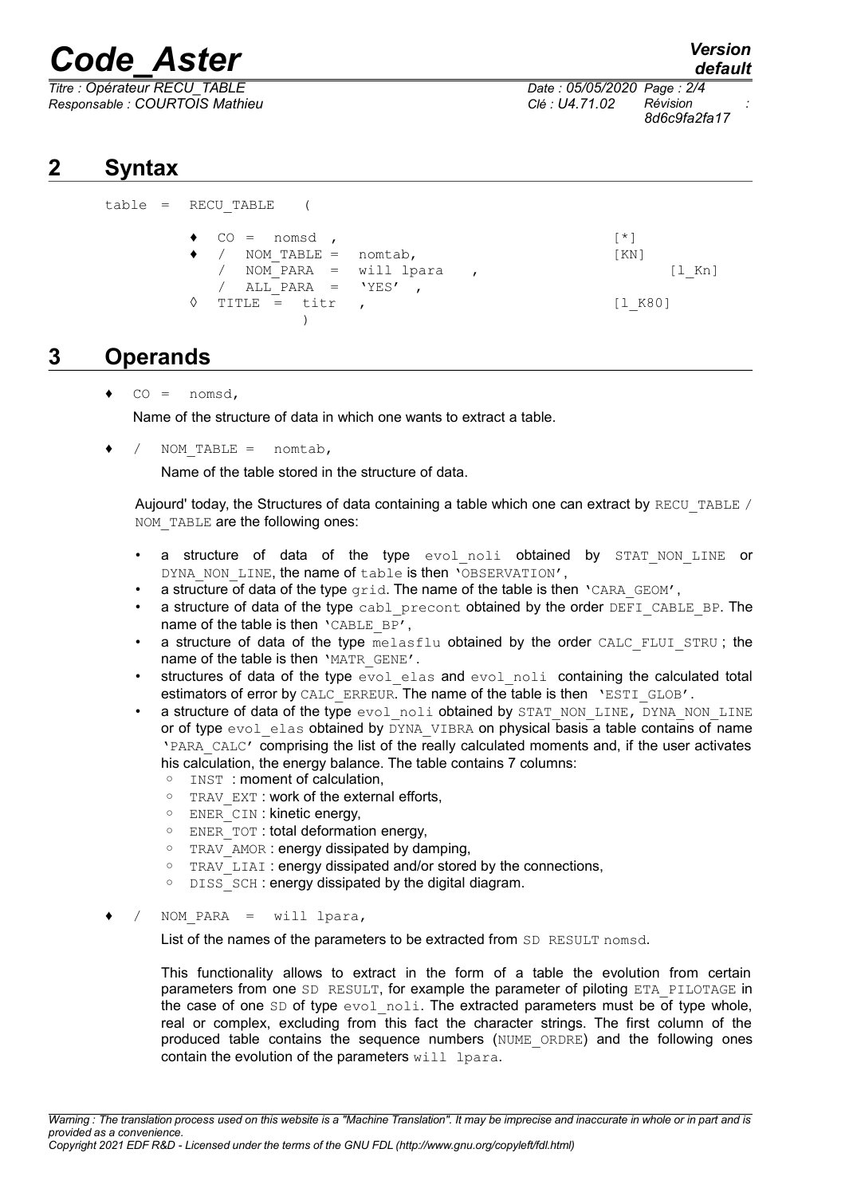## 2 Syntax

```
table  =   RECU_TABLE     (

         ♦  CO  =  nomsd  ,                                  [*]
         ♦  /  NOM_TABLE =  nomtab,                          [KN]
            /  NOM_PARA  =  will lpara    ,                        [l_Kn]
            /  ALL_PARA  =  'YES'  ,
         ◊  TITLE  =  titr   ,                               [l_K80]
                   )
```

## 3 Operands

♦ `CO = nomsd,`

Name of the structure of data in which one wants to extract a table.

♦ / `NOM_TABLE = nomtab,`

Name of the table stored in the structure of data.

Aujourd' today, the Structures of data containing a table which one can extract by `RECU_TABLE / NOM_TABLE` are the following ones:

- a structure of data of the type `evol_noli` obtained by `STAT_NON_LINE` or `DYNA_NON_LINE`, the name of `table` is then `'OBSERVATION'`,
- a structure of data of the type `grid`. The name of the table is then `'CARA_GEOM'`,
- a structure of data of the type `cabl_precont` obtained by the order `DEFI_CABLE_BP`. The name of the table is then `'CABLE_BP'`,
- a structure of data of the type `melasflu` obtained by the order `CALC_FLUI_STRU` ; the name of the table is then `'MATR_GENE'`.
- structures of data of the type `evol_elas` and `evol_noli` containing the calculated total estimators of error by `CALC_ERREUR`. The name of the table is then `'ESTI_GLOB'`.
- a structure of data of the type `evol_noli` obtained by `STAT_NON_LINE`, `DYNA_NON_LINE` or of type `evol_elas` obtained by `DYNA_VIBRA` on physical basis a table contains of name `'PARA_CALC'` comprising the list of the really calculated moments and, if the user activates his calculation, the energy balance. The table contains 7 columns:
    - `INST` : moment of calculation,
    - `TRAV_EXT` : work of the external efforts,
    - `ENER_CIN` : kinetic energy,
    - `ENER_TOT` : total deformation energy,
    - `TRAV_AMOR` : energy dissipated by damping,
    - `TRAV_LIAI` : energy dissipated and/or stored by the connections,
    - `DISS_SCH` : energy dissipated by the digital diagram.

♦ / `NOM_PARA = will lpara,`

List of the names of the parameters to be extracted from `SD RESULT nomsd`.

This functionality allows to extract in the form of a table the evolution from certain parameters from one `SD RESULT`, for example the parameter of piloting `ETA_PILOTAGE` in the case of one `SD` of type `evol_noli`. The extracted parameters must be of type whole, real or complex, excluding from this fact the character strings. The first column of the produced table contains the sequence numbers (`NUME_ORDRE`) and the following ones contain the evolution of the parameters `will lpara`.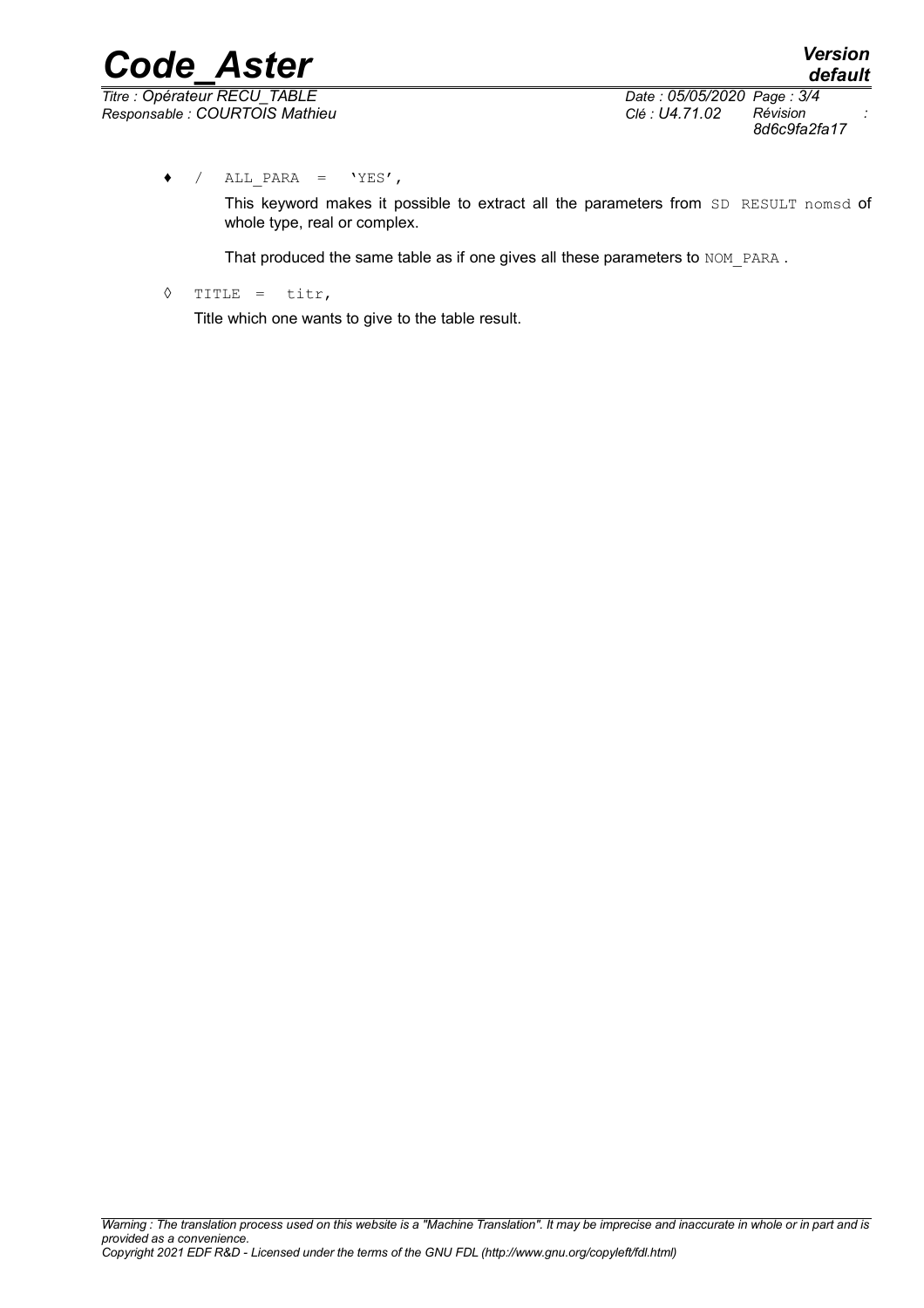♦ / ALL_PARA = 'YES',

This keyword makes it possible to extract all the parameters from SD RESULT nomsd of whole type, real or complex.

That produced the same table as if one gives all these parameters to NOM_PARA .

◊ TITLE = titr,

Title which one wants to give to the table result.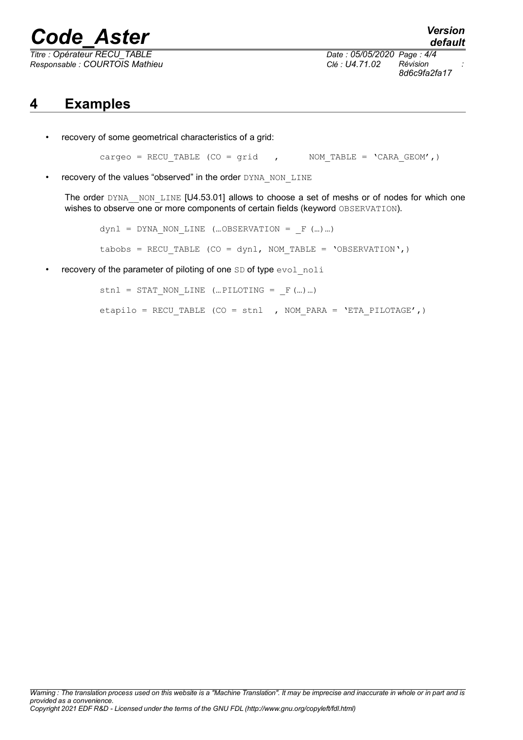# 4 Examples

- recovery of some geometrical characteristics of a grid:

```
cargeo = RECU_TABLE (CO = grid   ,      NOM_TABLE = 'CARA_GEOM',)
```

- recovery of the values "observed" in the order DYNA_NON_LINE

The order DYNA__NON_LINE [U4.53.01] allows to choose a set of meshs or of nodes for which one wishes to observe one or more components of certain fields (keyword OBSERVATION).

```
dynl = DYNA_NON_LINE (…OBSERVATION = _F (…)…)

tabobs = RECU_TABLE (CO = dynl, NOM_TABLE = 'OBSERVATION',)
```

- recovery of the parameter of piloting of one SD of type evol_noli

```
stnl = STAT_NON_LINE (…PILOTING = _F (…)…)

etapilo = RECU_TABLE (CO = stnl  , NOM_PARA = 'ETA_PILOTAGE',)
```